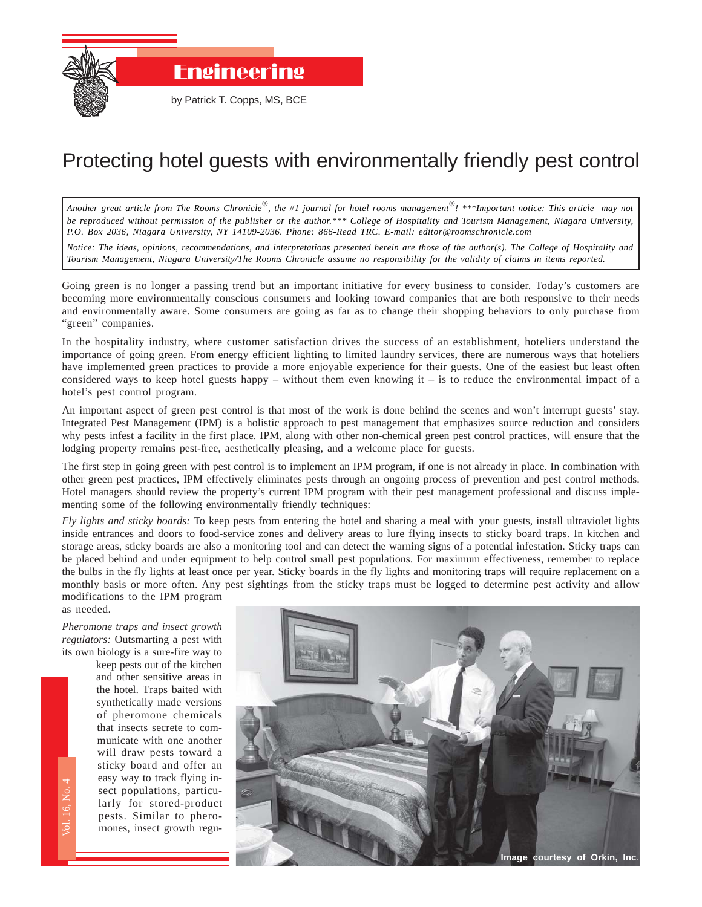# Engineering

by Patrick T. Copps, MS, BCE

## Protecting hotel guests with environmentally friendly pest control

*Another great article from The Rooms Chronicle®, the #1 journal for hotel rooms management®! \*\*\*Important notice: This article may not be reproduced without permission of the publisher or the author.\*\*\* College of Hospitality and Tourism Management, Niagara University, P.O. Box 2036, Niagara University, NY 14109-2036. Phone: 866-Read TRC. E-mail: editor@roomschronicle.com*

*Notice: The ideas, opinions, recommendations, and interpretations presented herein are those of the author(s). The College of Hospitality and Tourism Management, Niagara University/The Rooms Chronicle assume no responsibility for the validity of claims in items reported.*

Going green is no longer a passing trend but an important initiative for every business to consider. Today's customers are becoming more environmentally conscious consumers and looking toward companies that are both responsive to their needs and environmentally aware. Some consumers are going as far as to change their shopping behaviors to only purchase from "green" companies.

In the hospitality industry, where customer satisfaction drives the success of an establishment, hoteliers understand the importance of going green. From energy efficient lighting to limited laundry services, there are numerous ways that hoteliers have implemented green practices to provide a more enjoyable experience for their guests. One of the easiest but least often considered ways to keep hotel guests happy – without them even knowing it – is to reduce the environmental impact of a hotel's pest control program.

An important aspect of green pest control is that most of the work is done behind the scenes and won't interrupt guests' stay. Integrated Pest Management (IPM) is a holistic approach to pest management that emphasizes source reduction and considers why pests infest a facility in the first place. IPM, along with other non-chemical green pest control practices, will ensure that the lodging property remains pest-free, aesthetically pleasing, and a welcome place for guests.

The first step in going green with pest control is to implement an IPM program, if one is not already in place. In combination with other green pest practices, IPM effectively eliminates pests through an ongoing process of prevention and pest control methods. Hotel managers should review the property's current IPM program with their pest management professional and discuss implementing some of the following environmentally friendly techniques:

*Fly lights and sticky boards:* To keep pests from entering the hotel and sharing a meal with your guests, install ultraviolet lights inside entrances and doors to food-service zones and delivery areas to lure flying insects to sticky board traps. In kitchen and storage areas, sticky boards are also a monitoring tool and can detect the warning signs of a potential infestation. Sticky traps can be placed behind and under equipment to help control small pest populations. For maximum effectiveness, remember to replace the bulbs in the fly lights at least once per year. Sticky boards in the fly lights and monitoring traps will require replacement on a monthly basis or more often. Any pest sightings from the sticky traps must be logged to determine pest activity and allow modifications to the IPM program as needed.

*Pheromone traps and insect growth regulators:* Outsmarting a pest with its own biology is a sure-fire way to keep pests out of the kitchen and other sensitive areas in the hotel. Traps baited with synthetically made versions of pheromone chemicals that insects secrete to communicate with one another will draw pests toward a sticky board and offer an easy way to track flying insect populations, particularly for stored-product pests. Similar to pheromones, insect growth regu-

Image courtesy of Orkin, Inc.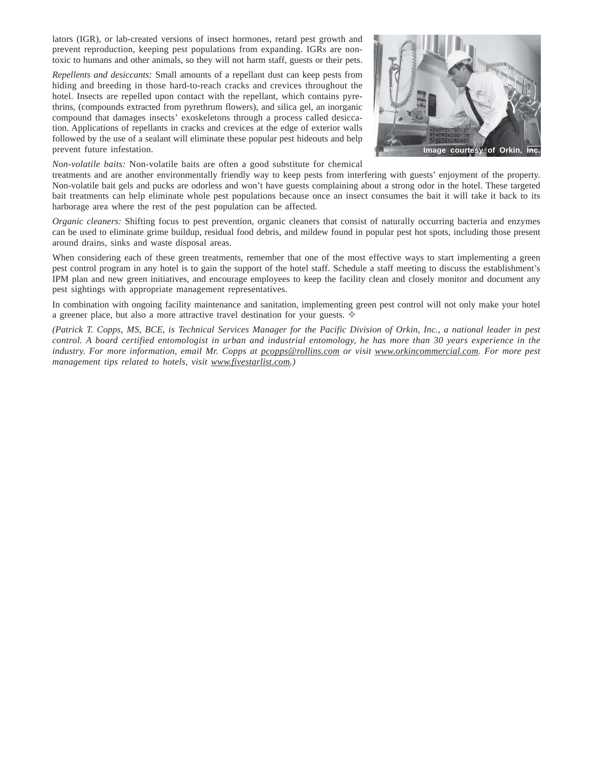lators (IGR), or lab-created versions of insect hormones, retard pest growth and prevent reproduction, keeping pest populations from expanding. IGRs are nontoxic to humans and other animals, so they will not harm staff, guests or their pets.

*Repellents and desiccants:* Small amounts of a repellant dust can keep pests from hiding and breeding in those hard-to-reach cracks and crevices throughout the hotel. Insects are repelled upon contact with the repellant, which contains pyrethrins, (compounds extracted from pyrethrum flowers), and silica gel, an inorganic compound that damages insects' exoskeletons through a process called desiccation. Applications of repellants in cracks and crevices at the edge of exterior walls followed by the use of a sealant will eliminate these popular pest hideouts and help prevent future infestation.

Image courtesy of Orkin, Inc.

*Non-volatile baits:* Non-volatile baits are often a good substitute for chemical treatments and are another environmentally friendly way to keep pests from interfering with guests' enjoyment of the property. Non-volatile bait gels and pucks are odorless and won't have guests complaining about a strong odor in the hotel. These targeted bait treatments can help eliminate whole pest populations because once an insect consumes the bait it will take it back to its harborage area where the rest of the pest population can be affected.

*Organic cleaners:* Shifting focus to pest prevention, organic cleaners that consist of naturally occurring bacteria and enzymes can be used to eliminate grime buildup, residual food debris, and mildew found in popular pest hot spots, including those present around drains, sinks and waste disposal areas.

When considering each of these green treatments, remember that one of the most effective ways to start implementing a green pest control program in any hotel is to gain the support of the hotel staff. Schedule a staff meeting to discuss the establishment's IPM plan and new green initiatives, and encourage employees to keep the facility clean and closely monitor and document any pest sightings with appropriate management representatives.

In combination with ongoing facility maintenance and sanitation, implementing green pest control will not only make your hotel a greener place, but also a more attractive travel destination for your guests. ✧

*(Patrick T. Copps, MS, BCE, is Technical Services Manager for the Pacific Division of Orkin, Inc., a national leader in pest control. A board certified entomologist in urban and industrial entomology, he has more than 30 years experience in the industry. For more information, email Mr. Copps at pcopps@rollins.com or visit www.orkincommercial.com. For more pest management tips related to hotels, visit www.fivestarlist.com.)*